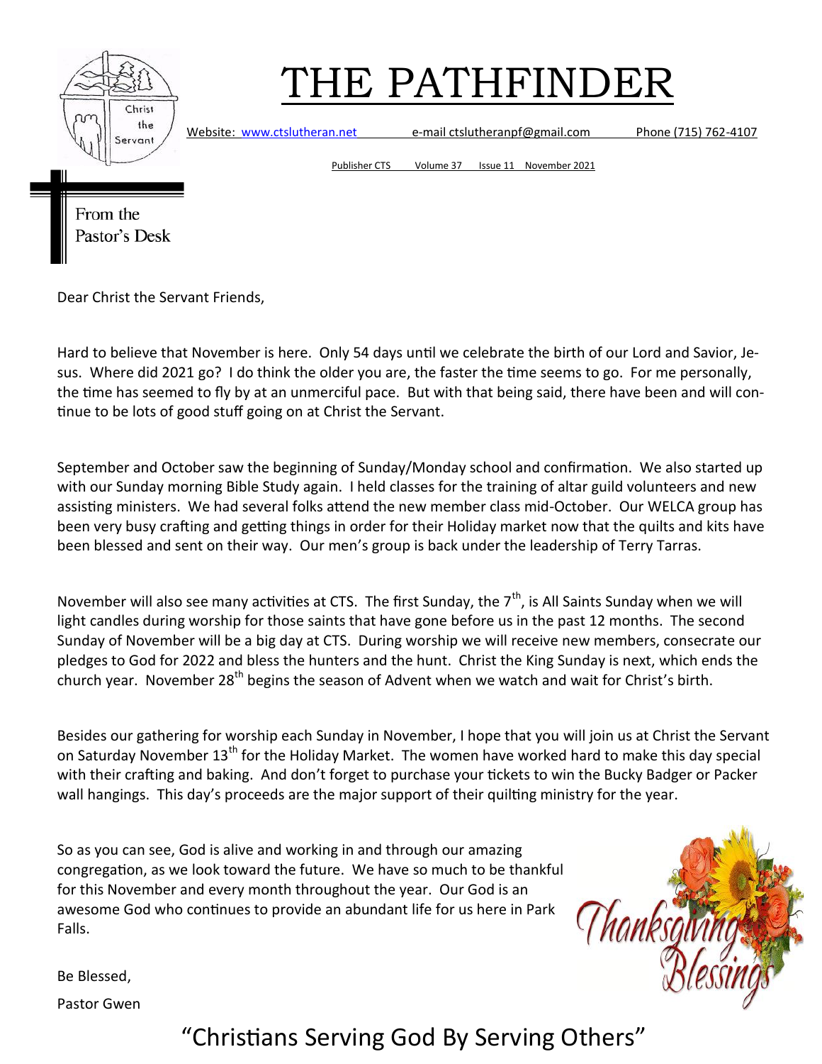# THE PATHFINDER

Website: www.ctslutheran.net e-mail ctslutheranpf@gmail.com Phone (715) 762-4107

Publisher CTS Volume 37 Issue 11 November 2021

## From the Pastor's Desk

Dear Christ the Servant Friends,

Hard to believe that November is here. Only 54 days until we celebrate the birth of our Lord and Savior, Jesus. Where did 2021 go? I do think the older you are, the faster the time seems to go. For me personally, the time has seemed to fly by at an unmerciful pace. But with that being said, there have been and will continue to be lots of good stuff going on at Christ the Servant.

September and October saw the beginning of Sunday/Monday school and confirmation. We also started up with our Sunday morning Bible Study again. I held classes for the training of altar guild volunteers and new assisting ministers. We had several folks attend the new member class mid-October. Our WELCA group has been very busy crafting and getting things in order for their Holiday market now that the quilts and kits have been blessed and sent on their way. Our men's group is back under the leadership of Terry Tarras.

November will also see many activities at CTS. The first Sunday, the 7th, is All Saints Sunday when we will light candles during worship for those saints that have gone before us in the past 12 months. The second Sunday of November will be a big day at CTS. During worship we will receive new members, consecrate our pledges to God for 2022 and bless the hunters and the hunt. Christ the King Sunday is next, which ends the church year. November 28th begins the season of Advent when we watch and wait for Christ's birth.

Besides our gathering for worship each Sunday in November, I hope that you will join us at Christ the Servant on Saturday November 13th for the Holiday Market. The women have worked hard to make this day special with their crafting and baking. And don't forget to purchase your tickets to win the Bucky Badger or Packer wall hangings. This day's proceeds are the major support of their quilting ministry for the year.

So as you can see, God is alive and working in and through our amazing congregation, as we look toward the future. We have so much to be thankful for this November and every month throughout the year. Our God is an awesome God who continues to provide an abundant life for us here in Park Falls.

Thanksgiving Blessings

Be Blessed,

Pastor Gwen

"Christians Serving God By Serving Others"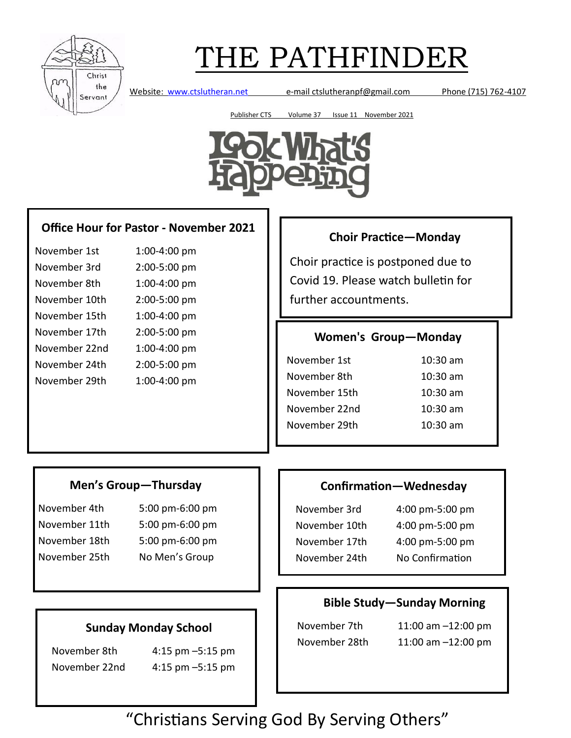# THE PATHFINDER

Website: www.ctslutheran.net e-mail ctslutheranpf@gmail.com Phone (715) 762-4107

Publisher CTS Volume 37 Issue 11 November 2021

## Look What's Happening

### Office Hour for Pastor - November 2021

| | |
|---|---|
| November 1st | 1:00-4:00 pm |
| November 3rd | 2:00-5:00 pm |
| November 8th | 1:00-4:00 pm |
| November 10th | 2:00-5:00 pm |
| November 15th | 1:00-4:00 pm |
| November 17th | 2:00-5:00 pm |
| November 22nd | 1:00-4:00 pm |
| November 24th | 2:00-5:00 pm |
| November 29th | 1:00-4:00 pm |

### Choir Practice—Monday

Choir practice is postponed due to Covid 19. Please watch bulletin for further accountments.

### Women's Group—Monday

| | |
|---|---|
| November 1st | 10:30 am |
| November 8th | 10:30 am |
| November 15th | 10:30 am |
| November 22nd | 10:30 am |
| November 29th | 10:30 am |

### Men's Group—Thursday

| | |
|---|---|
| November 4th | 5:00 pm-6:00 pm |
| November 11th | 5:00 pm-6:00 pm |
| November 18th | 5:00 pm-6:00 pm |
| November 25th | No Men's Group |

### Confirmation—Wednesday

| | |
|---|---|
| November 3rd | 4:00 pm-5:00 pm |
| November 10th | 4:00 pm-5:00 pm |
| November 17th | 4:00 pm-5:00 pm |
| November 24th | No Confirmation |

### Sunday Monday School

| | |
|---|---|
| November 8th | 4:15 pm –5:15 pm |
| November 22nd | 4:15 pm –5:15 pm |

### Bible Study—Sunday Morning

| | |
|---|---|
| November 7th | 11:00 am –12:00 pm |
| November 28th | 11:00 am –12:00 pm |

"Christians Serving God By Serving Others"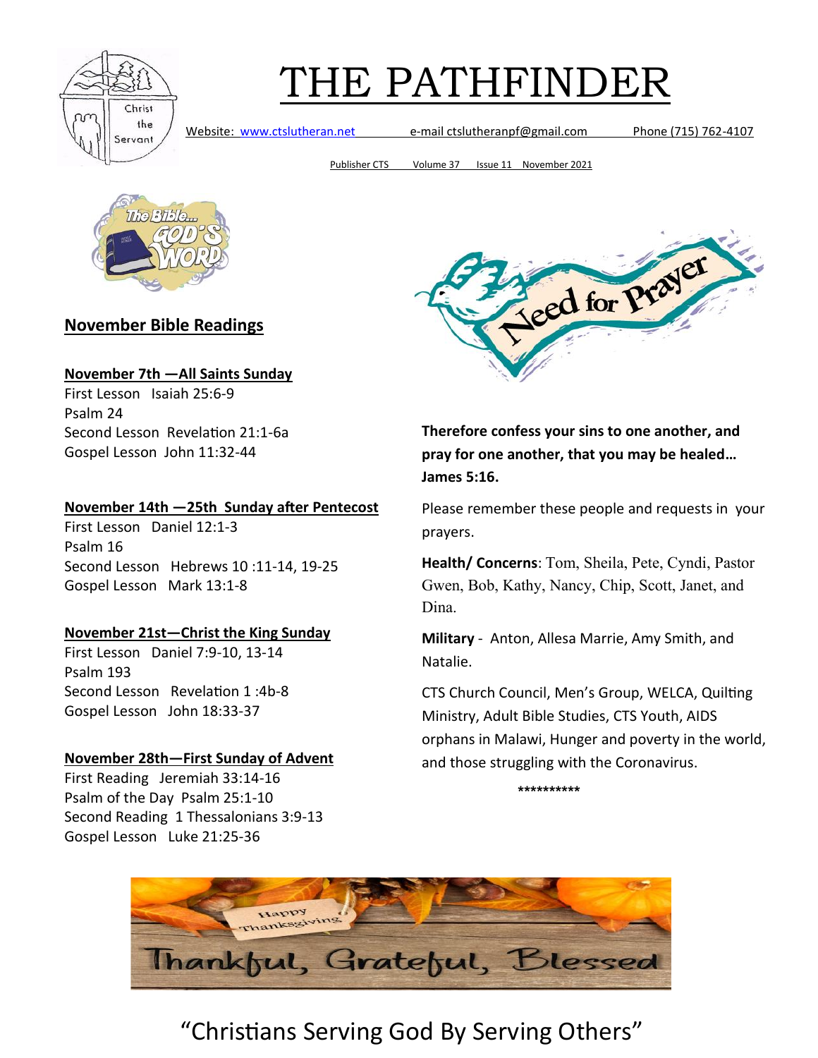# THE PATHFINDER

Website: www.ctslutheran.net e-mail ctslutheranpf@gmail.com Phone (715) 762-4107

Publisher CTS Volume 37 Issue 11 November 2021

## November Bible Readings

**November 7th —All Saints Sunday**

First Lesson Isaiah 25:6-9
Psalm 24
Second Lesson Revelation 21:1-6a
Gospel Lesson John 11:32-44

**November 14th —25th Sunday after Pentecost**

First Lesson Daniel 12:1-3
Psalm 16
Second Lesson Hebrews 10 :11-14, 19-25
Gospel Lesson Mark 13:1-8

**November 21st—Christ the King Sunday**

First Lesson Daniel 7:9-10, 13-14
Psalm 193
Second Lesson Revelation 1 :4b-8
Gospel Lesson John 18:33-37

**November 28th—First Sunday of Advent**

First Reading Jeremiah 33:14-16
Psalm of the Day Psalm 25:1-10
Second Reading 1 Thessalonians 3:9-13
Gospel Lesson Luke 21:25-36

## Need for Prayer

**Therefore confess your sins to one another, and pray for one another, that you may be healed… James 5:16.**

Please remember these people and requests in your prayers.

**Health/ Concerns**: Tom, Sheila, Pete, Cyndi, Pastor Gwen, Bob, Kathy, Nancy, Chip, Scott, Janet, and Dina.

**Military** - Anton, Allesa Marrie, Amy Smith, and Natalie.

CTS Church Council, Men's Group, WELCA, Quilting Ministry, Adult Bible Studies, CTS Youth, AIDS orphans in Malawi, Hunger and poverty in the world, and those struggling with the Coronavirus.

**********

Happy Thanksgiving

Thankful, Grateful, Blessed

"Christians Serving God By Serving Others"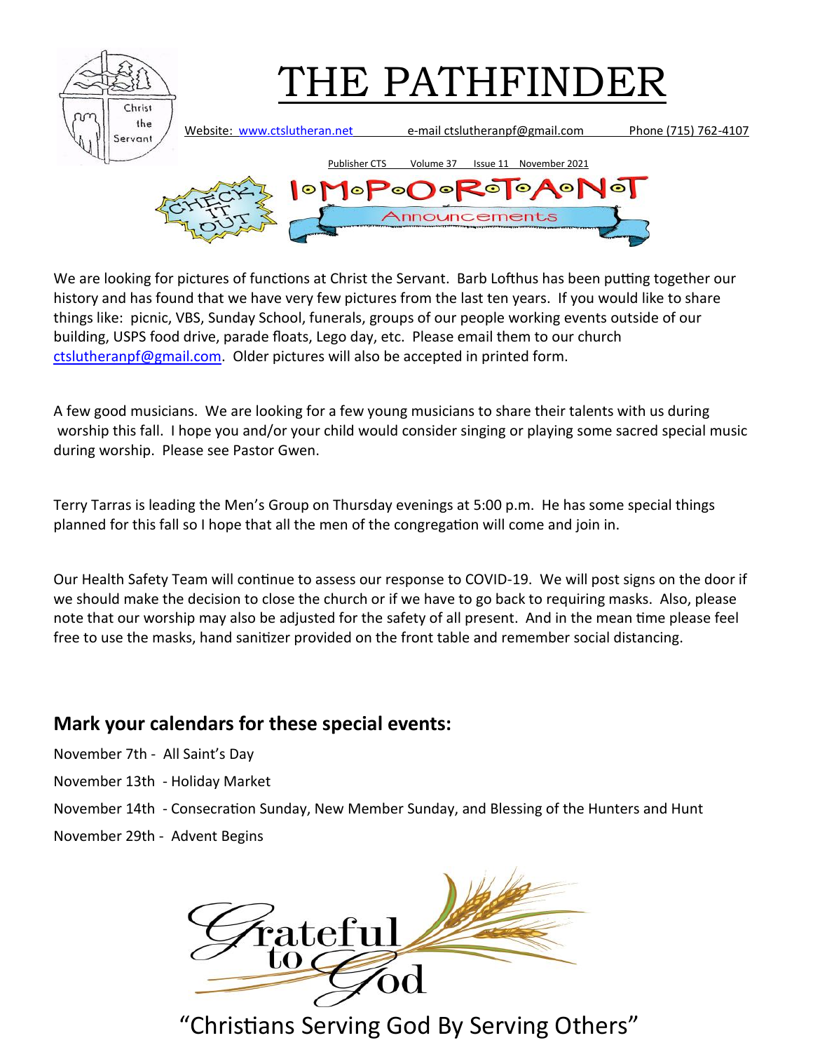# THE PATHFINDER

Website: www.ctslutheran.net e-mail ctslutheranpf@gmail.com Phone (715) 762-4107

Publisher CTS Volume 37 Issue 11 November 2021

## IMPORTANT Announcements

We are looking for pictures of functions at Christ the Servant. Barb Lofthus has been putting together our history and has found that we have very few pictures from the last ten years. If you would like to share things like: picnic, VBS, Sunday School, funerals, groups of our people working events outside of our building, USPS food drive, parade floats, Lego day, etc. Please email them to our church ctslutheranpf@gmail.com. Older pictures will also be accepted in printed form.

A few good musicians. We are looking for a few young musicians to share their talents with us during worship this fall. I hope you and/or your child would consider singing or playing some sacred special music during worship. Please see Pastor Gwen.

Terry Tarras is leading the Men's Group on Thursday evenings at 5:00 p.m. He has some special things planned for this fall so I hope that all the men of the congregation will come and join in.

Our Health Safety Team will continue to assess our response to COVID-19. We will post signs on the door if we should make the decision to close the church or if we have to go back to requiring masks. Also, please note that our worship may also be adjusted for the safety of all present. And in the mean time please feel free to use the masks, hand sanitizer provided on the front table and remember social distancing.

## Mark your calendars for these special events:

November 7th - All Saint's Day

November 13th - Holiday Market

November 14th - Consecration Sunday, New Member Sunday, and Blessing of the Hunters and Hunt

November 29th - Advent Begins

Grateful to God

"Christians Serving God By Serving Others"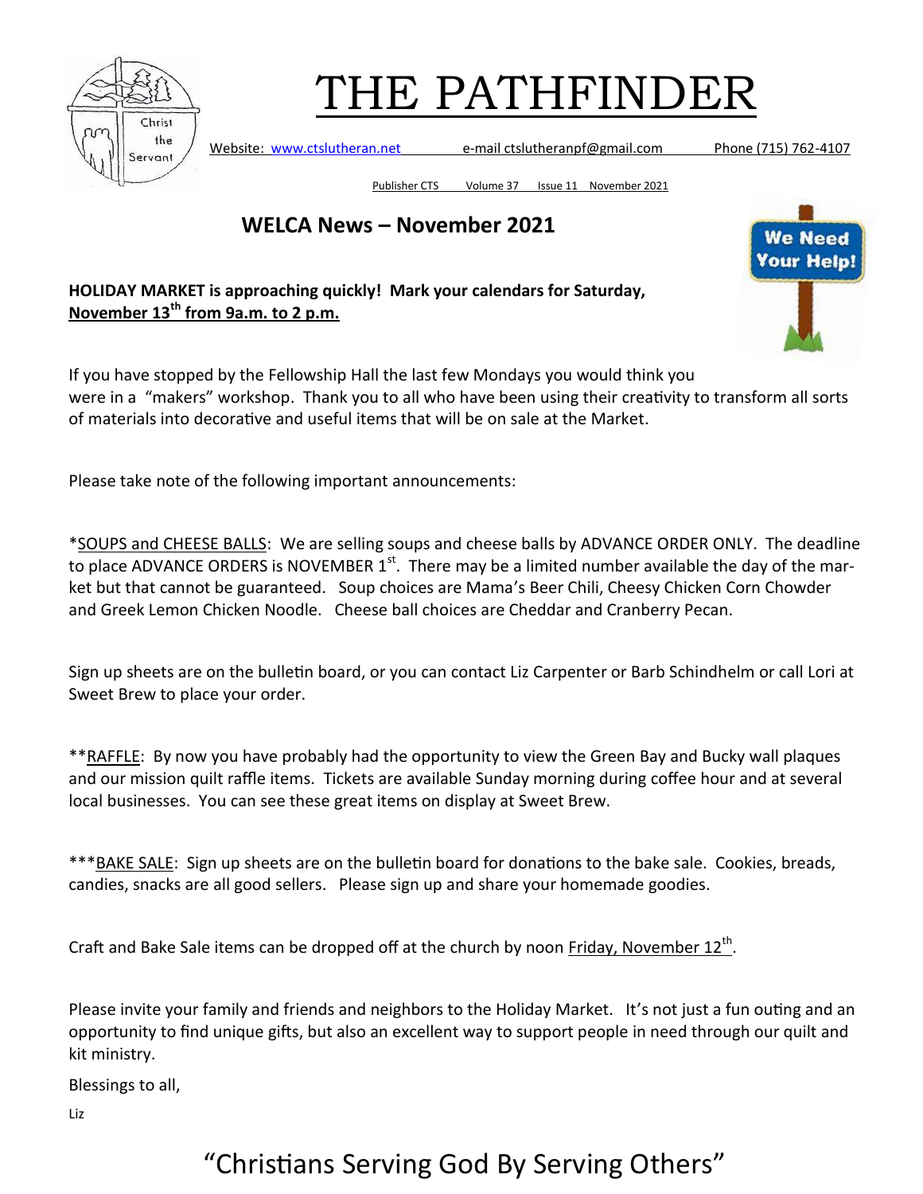# THE PATHFINDER

Website: www.ctslutheran.net e-mail ctslutheranpf@gmail.com Phone (715) 762-4107

Publisher CTS Volume 37 Issue 11 November 2021

## WELCA News – November 2021

**HOLIDAY MARKET is approaching quickly! Mark your calendars for Saturday, November 13th from 9a.m. to 2 p.m.**

If you have stopped by the Fellowship Hall the last few Mondays you would think you were in a "makers" workshop. Thank you to all who have been using their creativity to transform all sorts of materials into decorative and useful items that will be on sale at the Market.

Please take note of the following important announcements:

*SOUPS and CHEESE BALLS: We are selling soups and cheese balls by ADVANCE ORDER ONLY. The deadline to place ADVANCE ORDERS is NOVEMBER 1st. There may be a limited number available the day of the market but that cannot be guaranteed. Soup choices are Mama's Beer Chili, Cheesy Chicken Corn Chowder and Greek Lemon Chicken Noodle. Cheese ball choices are Cheddar and Cranberry Pecan.

Sign up sheets are on the bulletin board, or you can contact Liz Carpenter or Barb Schindhelm or call Lori at Sweet Brew to place your order.

**RAFFLE: By now you have probably had the opportunity to view the Green Bay and Bucky wall plaques and our mission quilt raffle items. Tickets are available Sunday morning during coffee hour and at several local businesses. You can see these great items on display at Sweet Brew.

***BAKE SALE: Sign up sheets are on the bulletin board for donations to the bake sale. Cookies, breads, candies, snacks are all good sellers. Please sign up and share your homemade goodies.

Craft and Bake Sale items can be dropped off at the church by noon Friday, November 12th.

Please invite your family and friends and neighbors to the Holiday Market. It's not just a fun outing and an opportunity to find unique gifts, but also an excellent way to support people in need through our quilt and kit ministry.

Blessings to all,

Liz

"Christians Serving God By Serving Others"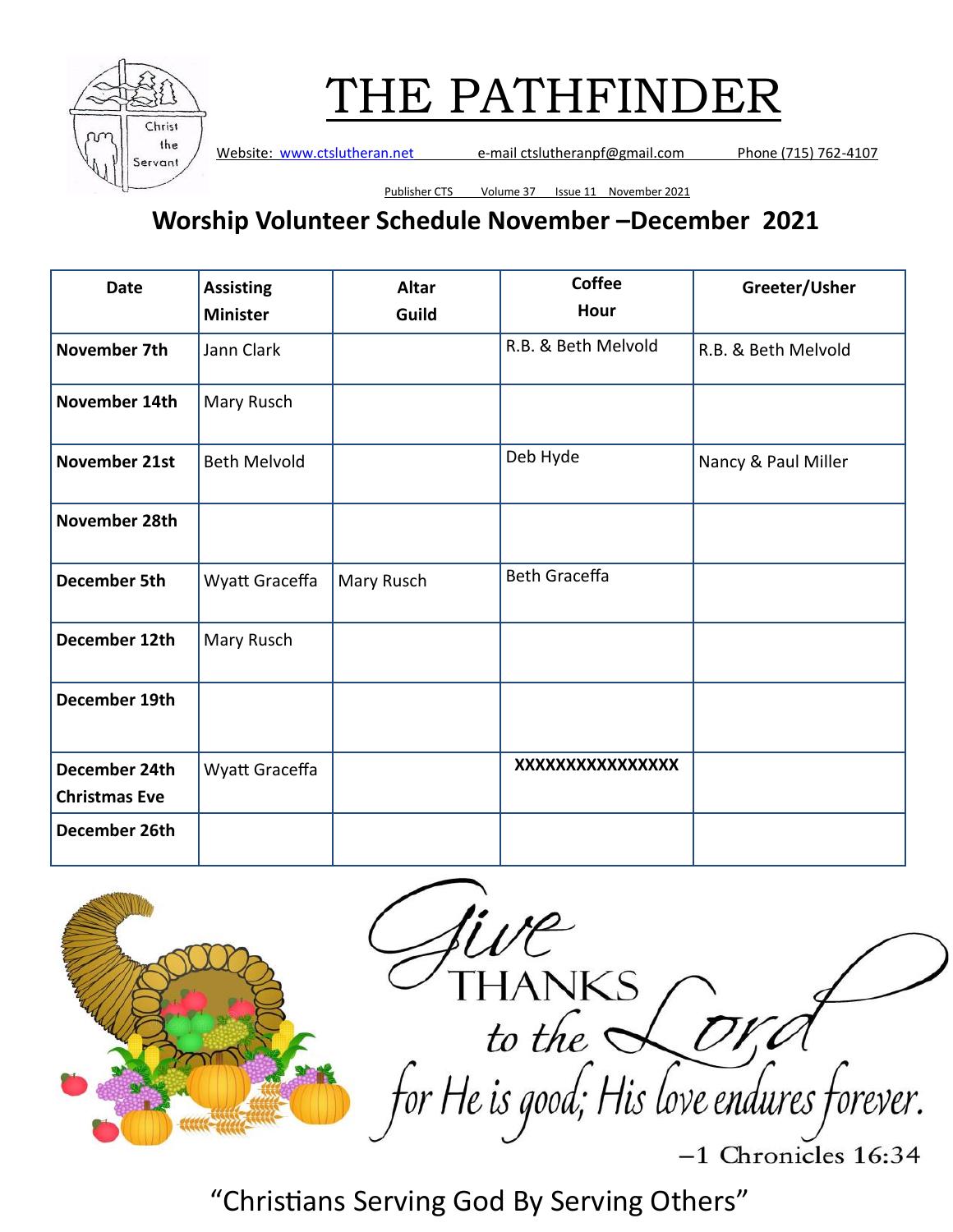# THE PATHFINDER

Website: www.ctslutheran.net e-mail ctslutheranpf@gmail.com Phone (715) 762-4107

Publisher CTS Volume 37 Issue 11 November 2021

## Worship Volunteer Schedule November –December 2021

| Date | Assisting Minister | Altar Guild | Coffee Hour | Greeter/Usher |
|---|---|---|---|---|
| **November 7th** | Jann Clark | | R.B. & Beth Melvold | R.B. & Beth Melvold |
| **November 14th** | Mary Rusch | | | |
| **November 21st** | Beth Melvold | | Deb Hyde | Nancy & Paul Miller |
| **November 28th** | | | | |
| **December 5th** | Wyatt Graceffa | Mary Rusch | Beth Graceffa | |
| **December 12th** | Mary Rusch | | | |
| **December 19th** | | | | |
| **December 24th Christmas Eve** | Wyatt Graceffa | | **XXXXXXXXXXXXXXXX** | |
| **December 26th** | | | | |

*Give THANKS to the Lord for He is good; His love endures forever.*

–1 Chronicles 16:34

"Christians Serving God By Serving Others"